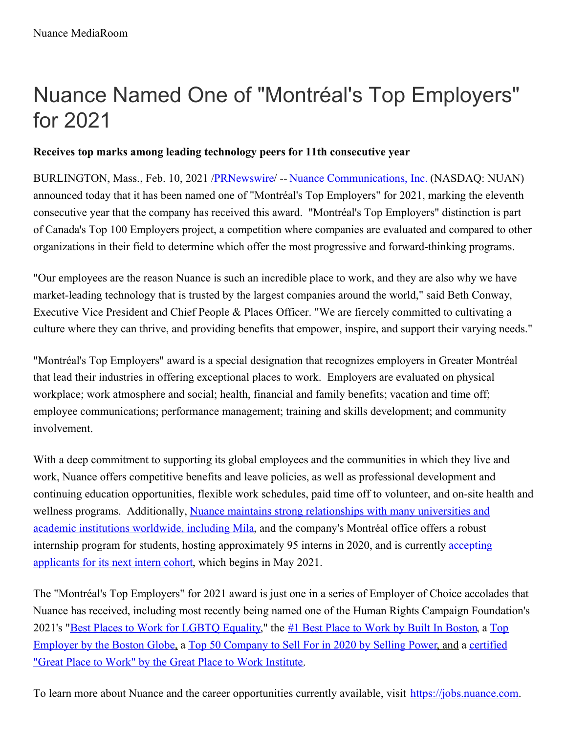Nuance MediaRoom

# Nuance Named One of "Montréal's Top Employers" for 2021

**Receives top marks among leading technology peers for 11th consecutive year**

BURLINGTON, Mass., Feb. 10, 2021 /PRNewswire/ -- Nuance Communications, Inc. (NASDAQ: NUAN) announced today that it has been named one of "Montréal's Top Employers" for 2021, marking the eleventh consecutive year that the company has received this award. "Montréal's Top Employers" distinction is part of Canada's Top 100 Employers project, a competition where companies are evaluated and compared to other organizations in their field to determine which offer the most progressive and forward-thinking programs.

"Our employees are the reason Nuance is such an incredible place to work, and they are also why we have market-leading technology that is trusted by the largest companies around the world," said Beth Conway, Executive Vice President and Chief People & Places Officer. "We are fiercely committed to cultivating a culture where they can thrive, and providing benefits that empower, inspire, and support their varying needs."

"Montréal's Top Employers" award is a special designation that recognizes employers in Greater Montréal that lead their industries in offering exceptional places to work. Employers are evaluated on physical workplace; work atmosphere and social; health, financial and family benefits; vacation and time off; employee communications; performance management; training and skills development; and community involvement.

With a deep commitment to supporting its global employees and the communities in which they live and work, Nuance offers competitive benefits and leave policies, as well as professional development and continuing education opportunities, flexible work schedules, paid time off to volunteer, and on-site health and wellness programs. Additionally, Nuance maintains strong relationships with many universities and academic institutions worldwide, including Mila, and the company's Montréal office offers a robust internship program for students, hosting approximately 95 interns in 2020, and is currently accepting applicants for its next intern cohort, which begins in May 2021.

The "Montréal's Top Employers" for 2021 award is just one in a series of Employer of Choice accolades that Nuance has received, including most recently being named one of the Human Rights Campaign Foundation's 2021's "Best Places to Work for LGBTQ Equality," the #1 Best Place to Work by Built In Boston, a Top Employer by the Boston Globe, a Top 50 Company to Sell For in 2020 by Selling Power, and a certified "Great Place to Work" by the Great Place to Work Institute.

To learn more about Nuance and the career opportunities currently available, visit https://jobs.nuance.com.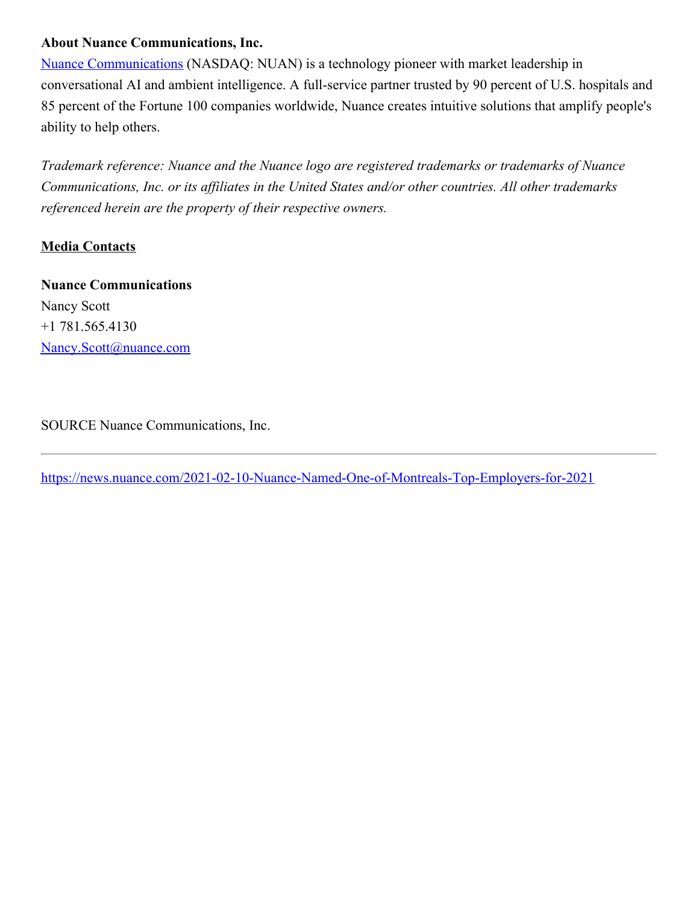**About Nuance Communications, Inc.**

Nuance Communications (NASDAQ: NUAN) is a technology pioneer with market leadership in conversational AI and ambient intelligence. A full-service partner trusted by 90 percent of U.S. hospitals and 85 percent of the Fortune 100 companies worldwide, Nuance creates intuitive solutions that amplify people's ability to help others.

*Trademark reference: Nuance and the Nuance logo are registered trademarks or trademarks of Nuance Communications, Inc. or its affiliates in the United States and/or other countries. All other trademarks referenced herein are the property of their respective owners.*

**Media Contacts**

**Nuance Communications**
Nancy Scott
+1 781.565.4130
Nancy.Scott@nuance.com

SOURCE Nuance Communications, Inc.

---

https://news.nuance.com/2021-02-10-Nuance-Named-One-of-Montreals-Top-Employers-for-2021